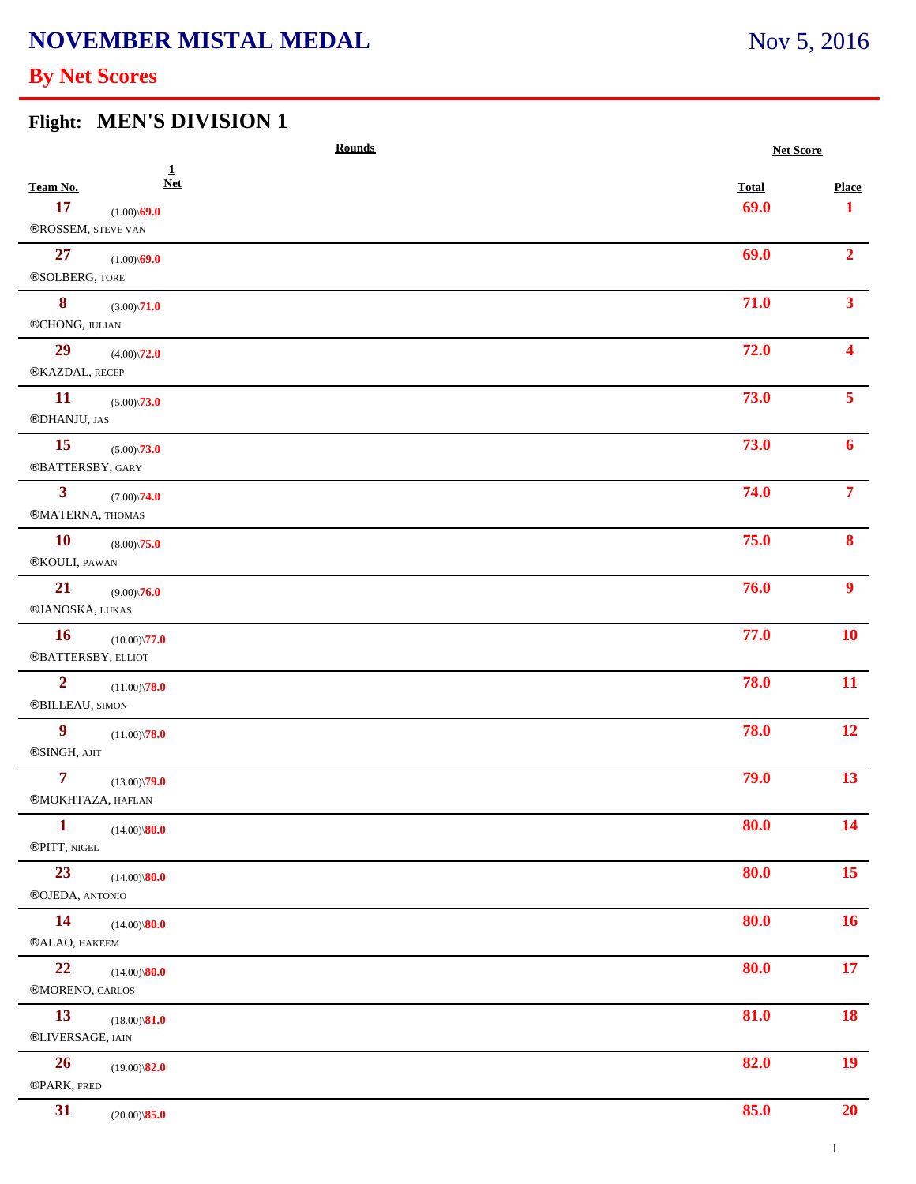# NOVEMBER MISTAL MEDAL

Nov 5, 2016

## By Net Scores

### Flight: MEN'S DIVISION 1

| Team No. | Rounds 1 Net | Net Score Total | Place |
|---|---|---|---|
| 17 ®ROSSEM, STEVE VAN | (1.00)\69.0 | 69.0 | 1 |
| 27 ®SOLBERG, TORE | (1.00)\69.0 | 69.0 | 2 |
| 8 ®CHONG, JULIAN | (3.00)\71.0 | 71.0 | 3 |
| 29 ®KAZDAL, RECEP | (4.00)\72.0 | 72.0 | 4 |
| 11 ®DHANJU, JAS | (5.00)\73.0 | 73.0 | 5 |
| 15 ®BATTERSBY, GARY | (5.00)\73.0 | 73.0 | 6 |
| 3 ®MATERNA, THOMAS | (7.00)\74.0 | 74.0 | 7 |
| 10 ®KOULI, PAWAN | (8.00)\75.0 | 75.0 | 8 |
| 21 ®JANOSKA, LUKAS | (9.00)\76.0 | 76.0 | 9 |
| 16 ®BATTERSBY, ELLIOT | (10.00)\77.0 | 77.0 | 10 |
| 2 ®BILLEAU, SIMON | (11.00)\78.0 | 78.0 | 11 |
| 9 ®SINGH, AJIT | (11.00)\78.0 | 78.0 | 12 |
| 7 ®MOKHTAZA, HAFLAN | (13.00)\79.0 | 79.0 | 13 |
| 1 ®PITT, NIGEL | (14.00)\80.0 | 80.0 | 14 |
| 23 ®OJEDA, ANTONIO | (14.00)\80.0 | 80.0 | 15 |
| 14 ®ALAO, HAKEEM | (14.00)\80.0 | 80.0 | 16 |
| 22 ®MORENO, CARLOS | (14.00)\80.0 | 80.0 | 17 |
| 13 ®LIVERSAGE, IAIN | (18.00)\81.0 | 81.0 | 18 |
| 26 ®PARK, FRED | (19.00)\82.0 | 82.0 | 19 |
| 31 | (20.00)\85.0 | 85.0 | 20 |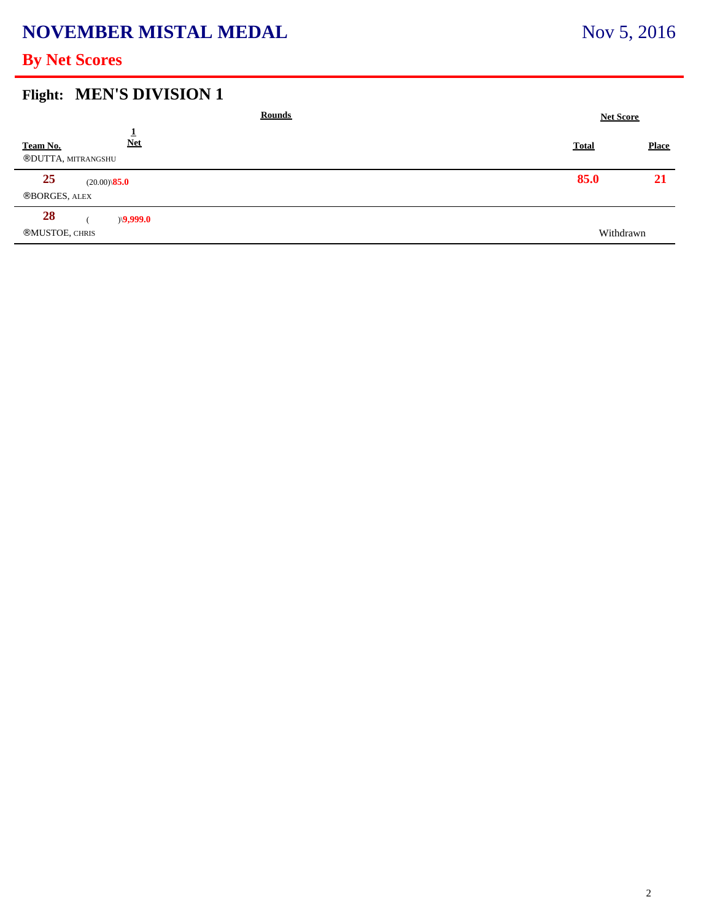# NOVEMBER MISTAL MEDAL

Nov 5, 2016

## By Net Scores

### Flight: MEN'S DIVISION 1

| Team No. | Rounds 1 Net | Net Score Total | Place |
|---|---|---|---|
| ®DUTTA, MITRANGSHU | | | |
| 25 | (20.00)\85.0 | 85.0 | 21 |
| ®BORGES, ALEX | | | |
| 28 | ( )\9,999.0 | | |
| ®MUSTOE, CHRIS | | Withdrawn | |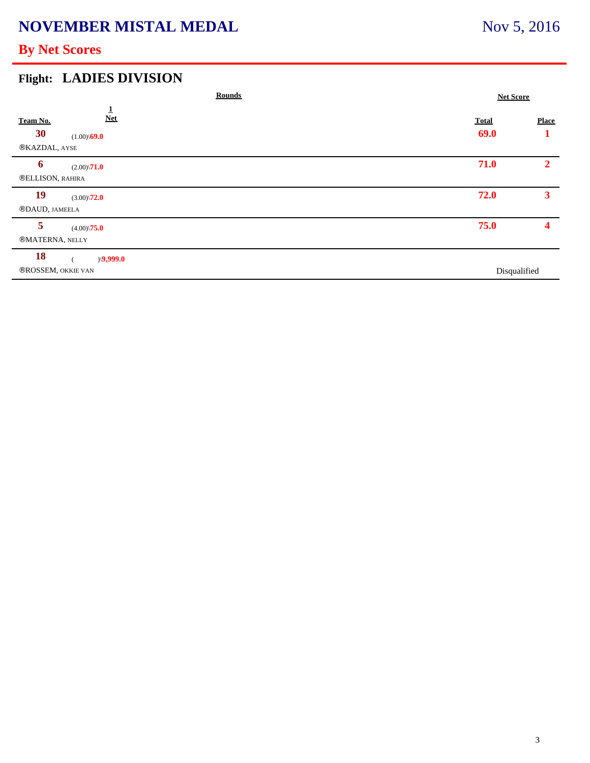# NOVEMBER MISTAL MEDAL

Nov 5, 2016

## By Net Scores

### Flight: LADIES DIVISION

| Team No. | Rounds 1 Net | Net Score Total | Net Score Place |
|---|---|---|---|
| **30** ®KAZDAL, AYSE | (1.00)\ **69.0** | **69.0** | **1** |
| **6** ®ELLISON, RAHIRA | (2.00)\ **71.0** | **71.0** | **2** |
| **19** ®DAUD, JAMEELA | (3.00)\ **72.0** | **72.0** | **3** |
| **5** ®MATERNA, NELLY | (4.00)\ **75.0** | **75.0** | **4** |
| **18** ®ROSSEM, OKKIE VAN | ( )\ **9,999.0** | Disqualified | |